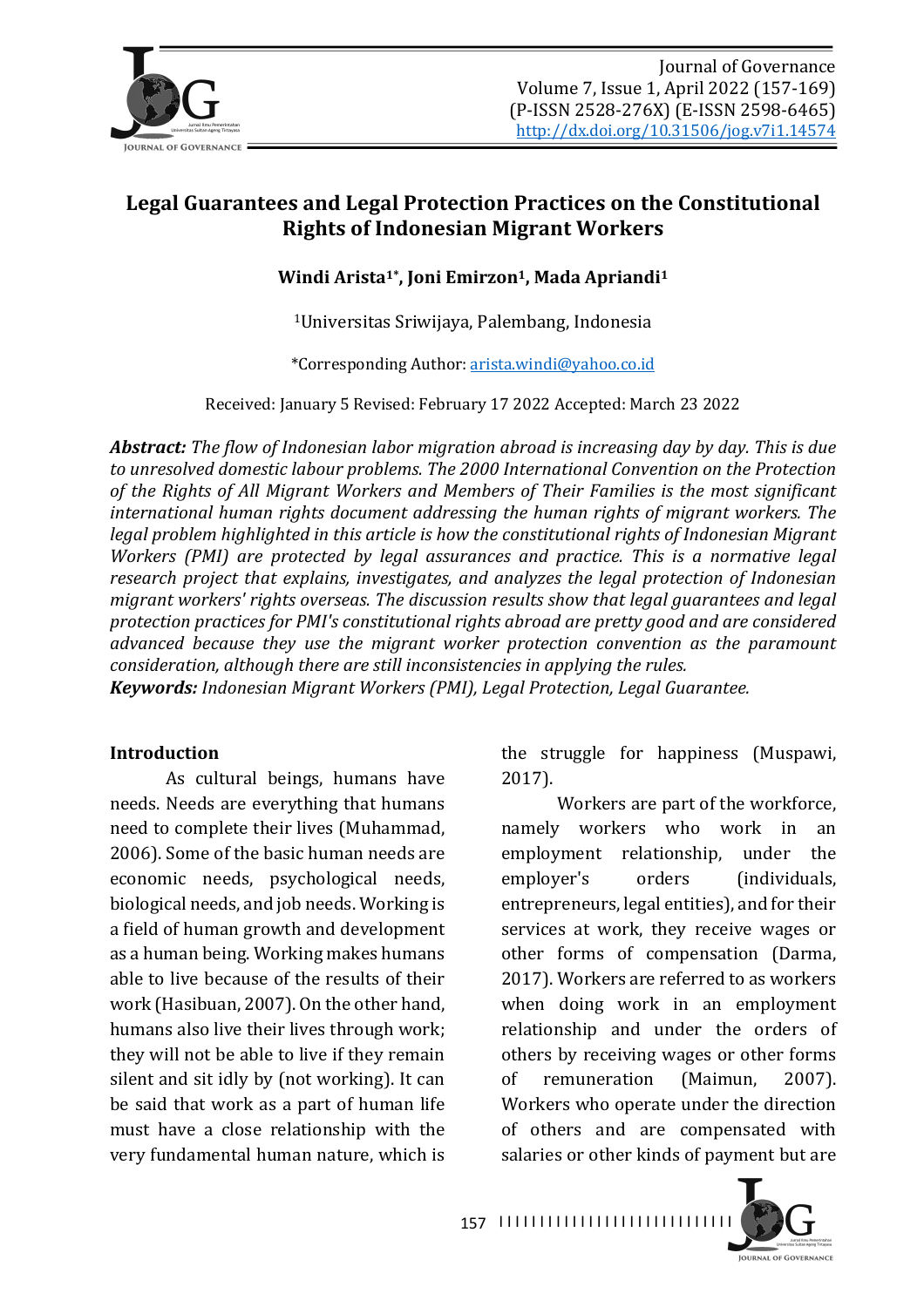# Legal Guarantees and Legal Protection Practices on the Constitutional Rights of Indonesian Migrant Workers

**Windi Arista[1*], Joni Emirzon[1], Mada Apriandi[1]**

[1]Universitas Sriwijaya, Palembang, Indonesia

*Corresponding Author: arista.windi@yahoo.co.id

Received: January 5 Revised: February 17 2022 Accepted: March 23 2022

***Abstract:*** *The flow of Indonesian labor migration abroad is increasing day by day. This is due to unresolved domestic labour problems. The 2000 International Convention on the Protection of the Rights of All Migrant Workers and Members of Their Families is the most significant international human rights document addressing the human rights of migrant workers. The legal problem highlighted in this article is how the constitutional rights of Indonesian Migrant Workers (PMI) are protected by legal assurances and practice. This is a normative legal research project that explains, investigates, and analyzes the legal protection of Indonesian migrant workers' rights overseas. The discussion results show that legal guarantees and legal protection practices for PMI's constitutional rights abroad are pretty good and are considered advanced because they use the migrant worker protection convention as the paramount consideration, although there are still inconsistencies in applying the rules.*

***Keywords:*** *Indonesian Migrant Workers (PMI), Legal Protection, Legal Guarantee.*

## Introduction

As cultural beings, humans have needs. Needs are everything that humans need to complete their lives (Muhammad, 2006). Some of the basic human needs are economic needs, psychological needs, biological needs, and job needs. Working is a field of human growth and development as a human being. Working makes humans able to live because of the results of their work (Hasibuan, 2007). On the other hand, humans also live their lives through work; they will not be able to live if they remain silent and sit idly by (not working). It can be said that work as a part of human life must have a close relationship with the very fundamental human nature, which is the struggle for happiness (Muspawi, 2017).

Workers are part of the workforce, namely workers who work in an employment relationship, under the employer's orders (individuals, entrepreneurs, legal entities), and for their services at work, they receive wages or other forms of compensation (Darma, 2017). Workers are referred to as workers when doing work in an employment relationship and under the orders of others by receiving wages or other forms of remuneration (Maimun, 2007). Workers who operate under the direction of others and are compensated with salaries or other kinds of payment but are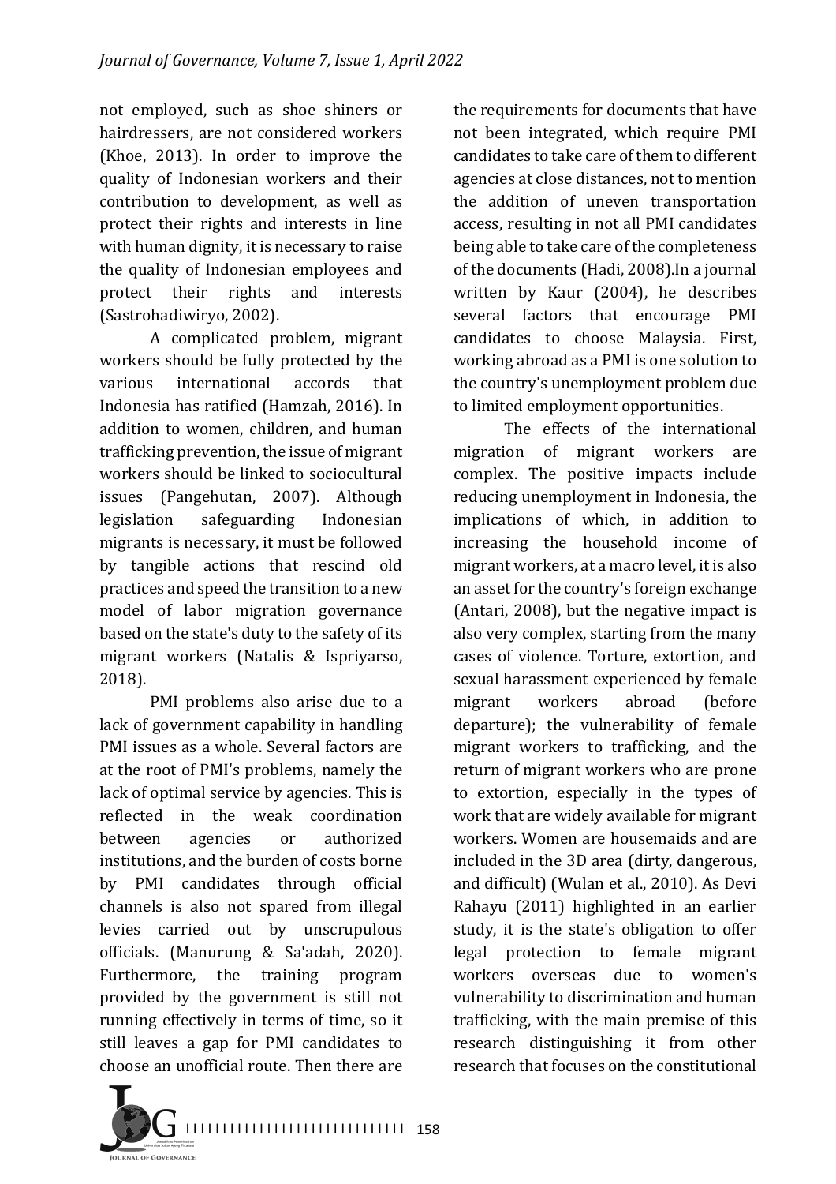not employed, such as shoe shiners or hairdressers, are not considered workers (Khoe, 2013). In order to improve the quality of Indonesian workers and their contribution to development, as well as protect their rights and interests in line with human dignity, it is necessary to raise the quality of Indonesian employees and protect their rights and interests (Sastrohadiwiryo, 2002).

A complicated problem, migrant workers should be fully protected by the various international accords that Indonesia has ratified (Hamzah, 2016). In addition to women, children, and human trafficking prevention, the issue of migrant workers should be linked to sociocultural issues (Pangehutan, 2007). Although legislation safeguarding Indonesian migrants is necessary, it must be followed by tangible actions that rescind old practices and speed the transition to a new model of labor migration governance based on the state's duty to the safety of its migrant workers (Natalis & Ispriyarso, 2018).

PMI problems also arise due to a lack of government capability in handling PMI issues as a whole. Several factors are at the root of PMI's problems, namely the lack of optimal service by agencies. This is reflected in the weak coordination between agencies or authorized institutions, and the burden of costs borne by PMI candidates through official channels is also not spared from illegal levies carried out by unscrupulous officials. (Manurung & Sa'adah, 2020). Furthermore, the training program provided by the government is still not running effectively in terms of time, so it still leaves a gap for PMI candidates to choose an unofficial route. Then there are the requirements for documents that have not been integrated, which require PMI candidates to take care of them to different agencies at close distances, not to mention the addition of uneven transportation access, resulting in not all PMI candidates being able to take care of the completeness of the documents (Hadi, 2008).In a journal written by Kaur (2004), he describes several factors that encourage PMI candidates to choose Malaysia. First, working abroad as a PMI is one solution to the country's unemployment problem due to limited employment opportunities.

The effects of the international migration of migrant workers are complex. The positive impacts include reducing unemployment in Indonesia, the implications of which, in addition to increasing the household income of migrant workers, at a macro level, it is also an asset for the country's foreign exchange (Antari, 2008), but the negative impact is also very complex, starting from the many cases of violence. Torture, extortion, and sexual harassment experienced by female migrant workers abroad (before departure); the vulnerability of female migrant workers to trafficking, and the return of migrant workers who are prone to extortion, especially in the types of work that are widely available for migrant workers. Women are housemaids and are included in the 3D area (dirty, dangerous, and difficult) (Wulan et al., 2010). As Devi Rahayu (2011) highlighted in an earlier study, it is the state's obligation to offer legal protection to female migrant workers overseas due to women's vulnerability to discrimination and human trafficking, with the main premise of this research distinguishing it from other research that focuses on the constitutional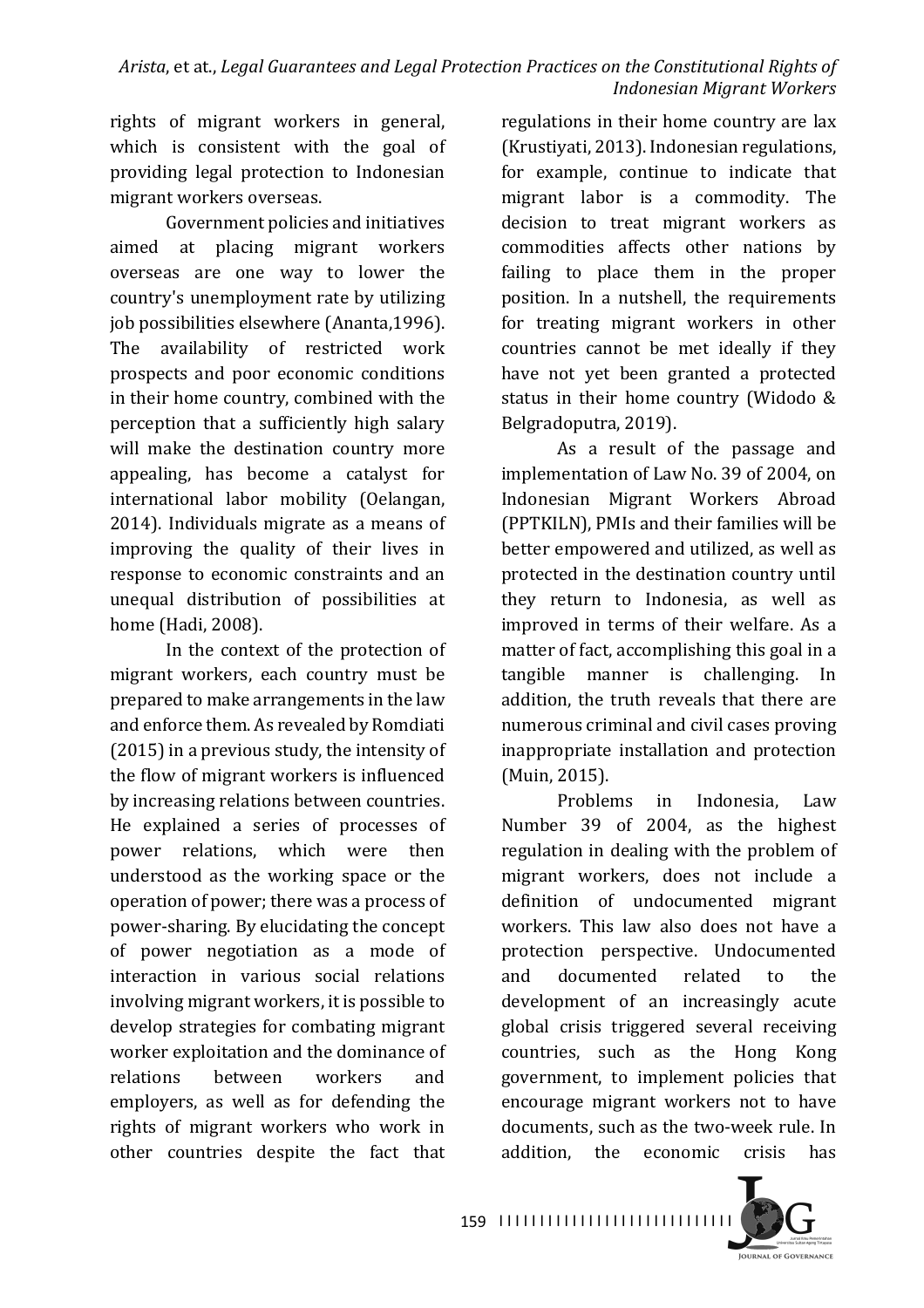rights of migrant workers in general, which is consistent with the goal of providing legal protection to Indonesian migrant workers overseas.

Government policies and initiatives aimed at placing migrant workers overseas are one way to lower the country's unemployment rate by utilizing job possibilities elsewhere (Ananta,1996). The availability of restricted work prospects and poor economic conditions in their home country, combined with the perception that a sufficiently high salary will make the destination country more appealing, has become a catalyst for international labor mobility (Oelangan, 2014). Individuals migrate as a means of improving the quality of their lives in response to economic constraints and an unequal distribution of possibilities at home (Hadi, 2008).

In the context of the protection of migrant workers, each country must be prepared to make arrangements in the law and enforce them. As revealed by Romdiati (2015) in a previous study, the intensity of the flow of migrant workers is influenced by increasing relations between countries. He explained a series of processes of power relations, which were then understood as the working space or the operation of power; there was a process of power-sharing. By elucidating the concept of power negotiation as a mode of interaction in various social relations involving migrant workers, it is possible to develop strategies for combating migrant worker exploitation and the dominance of relations between workers and employers, as well as for defending the rights of migrant workers who work in other countries despite the fact that regulations in their home country are lax (Krustiyati, 2013). Indonesian regulations, for example, continue to indicate that migrant labor is a commodity. The decision to treat migrant workers as commodities affects other nations by failing to place them in the proper position. In a nutshell, the requirements for treating migrant workers in other countries cannot be met ideally if they have not yet been granted a protected status in their home country (Widodo & Belgradoputra, 2019).

As a result of the passage and implementation of Law No. 39 of 2004, on Indonesian Migrant Workers Abroad (PPTKILN), PMIs and their families will be better empowered and utilized, as well as protected in the destination country until they return to Indonesia, as well as improved in terms of their welfare. As a matter of fact, accomplishing this goal in a tangible manner is challenging. In addition, the truth reveals that there are numerous criminal and civil cases proving inappropriate installation and protection (Muin, 2015).

Problems in Indonesia, Law Number 39 of 2004, as the highest regulation in dealing with the problem of migrant workers, does not include a definition of undocumented migrant workers. This law also does not have a protection perspective. Undocumented and documented related to the development of an increasingly acute global crisis triggered several receiving countries, such as the Hong Kong government, to implement policies that encourage migrant workers not to have documents, such as the two-week rule. In addition, the economic crisis has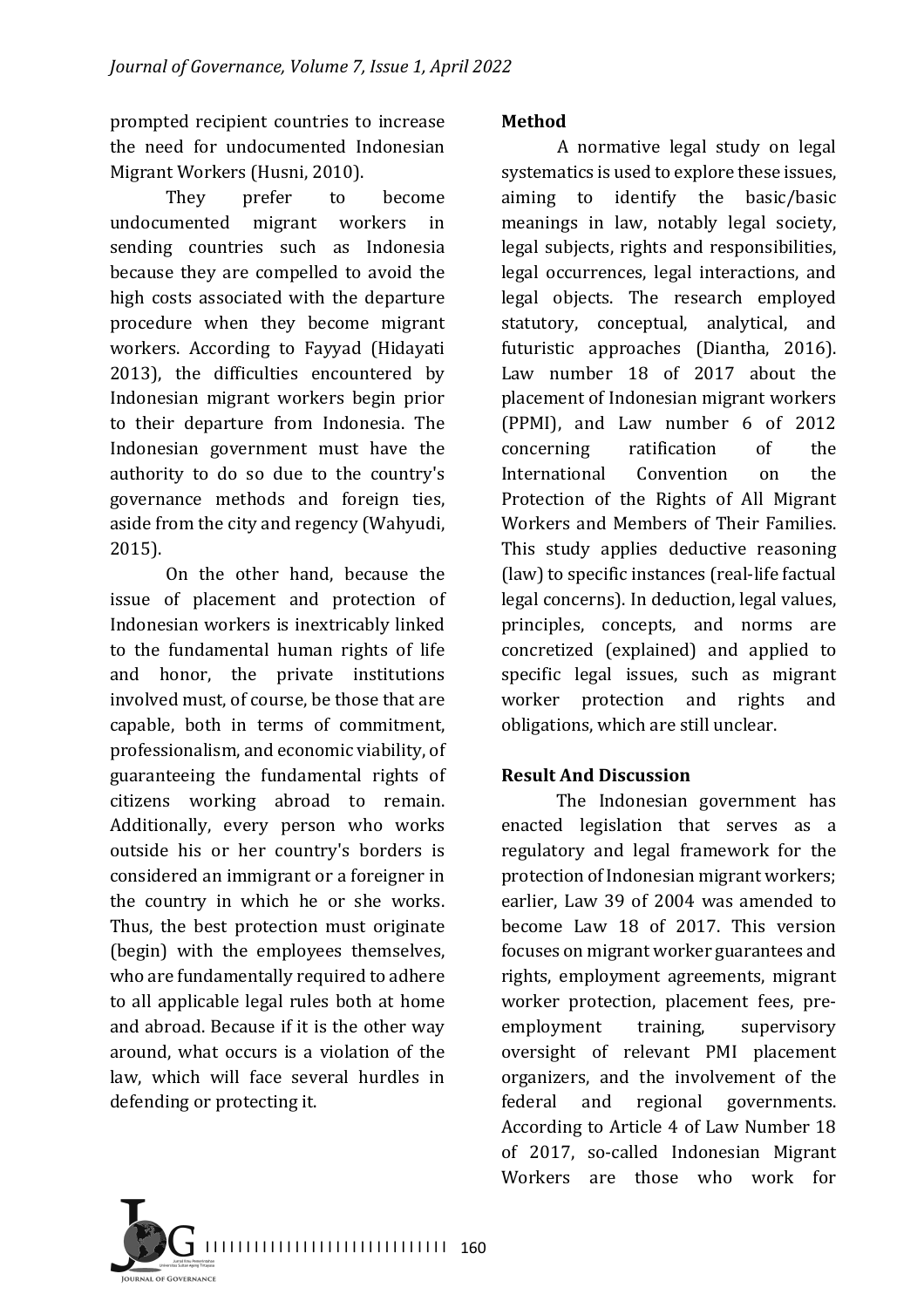prompted recipient countries to increase the need for undocumented Indonesian Migrant Workers (Husni, 2010).

They prefer to become undocumented migrant workers in sending countries such as Indonesia because they are compelled to avoid the high costs associated with the departure procedure when they become migrant workers. According to Fayyad (Hidayati 2013), the difficulties encountered by Indonesian migrant workers begin prior to their departure from Indonesia. The Indonesian government must have the authority to do so due to the country's governance methods and foreign ties, aside from the city and regency (Wahyudi, 2015).

On the other hand, because the issue of placement and protection of Indonesian workers is inextricably linked to the fundamental human rights of life and honor, the private institutions involved must, of course, be those that are capable, both in terms of commitment, professionalism, and economic viability, of guaranteeing the fundamental rights of citizens working abroad to remain. Additionally, every person who works outside his or her country's borders is considered an immigrant or a foreigner in the country in which he or she works. Thus, the best protection must originate (begin) with the employees themselves, who are fundamentally required to adhere to all applicable legal rules both at home and abroad. Because if it is the other way around, what occurs is a violation of the law, which will face several hurdles in defending or protecting it.

## Method

A normative legal study on legal systematics is used to explore these issues, aiming to identify the basic/basic meanings in law, notably legal society, legal subjects, rights and responsibilities, legal occurrences, legal interactions, and legal objects. The research employed statutory, conceptual, analytical, and futuristic approaches (Diantha, 2016). Law number 18 of 2017 about the placement of Indonesian migrant workers (PPMI), and Law number 6 of 2012 concerning ratification of the International Convention on the Protection of the Rights of All Migrant Workers and Members of Their Families. This study applies deductive reasoning (law) to specific instances (real-life factual legal concerns). In deduction, legal values, principles, concepts, and norms are concretized (explained) and applied to specific legal issues, such as migrant worker protection and rights and obligations, which are still unclear.

## Result And Discussion

The Indonesian government has enacted legislation that serves as a regulatory and legal framework for the protection of Indonesian migrant workers; earlier, Law 39 of 2004 was amended to become Law 18 of 2017. This version focuses on migrant worker guarantees and rights, employment agreements, migrant worker protection, placement fees, pre-employment training, supervisory oversight of relevant PMI placement organizers, and the involvement of the federal and regional governments. According to Article 4 of Law Number 18 of 2017, so-called Indonesian Migrant Workers are those who work for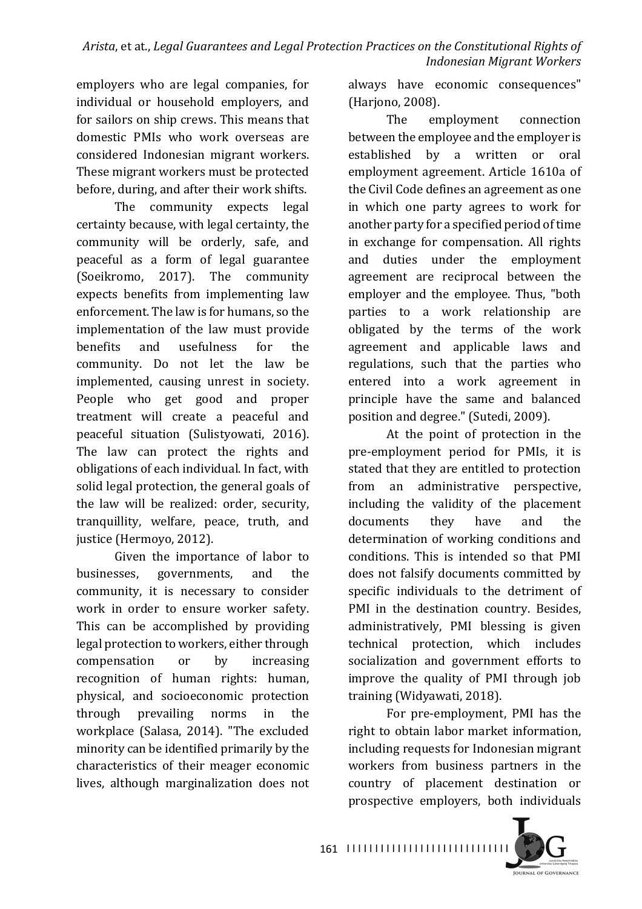employers who are legal companies, for individual or household employers, and for sailors on ship crews. This means that domestic PMIs who work overseas are considered Indonesian migrant workers. These migrant workers must be protected before, during, and after their work shifts.

The community expects legal certainty because, with legal certainty, the community will be orderly, safe, and peaceful as a form of legal guarantee (Soeikromo, 2017). The community expects benefits from implementing law enforcement. The law is for humans, so the implementation of the law must provide benefits and usefulness for the community. Do not let the law be implemented, causing unrest in society. People who get good and proper treatment will create a peaceful and peaceful situation (Sulistyowati, 2016). The law can protect the rights and obligations of each individual. In fact, with solid legal protection, the general goals of the law will be realized: order, security, tranquillity, welfare, peace, truth, and justice (Hermoyo, 2012).

Given the importance of labor to businesses, governments, and the community, it is necessary to consider work in order to ensure worker safety. This can be accomplished by providing legal protection to workers, either through compensation or by increasing recognition of human rights: human, physical, and socioeconomic protection through prevailing norms in the workplace (Salasa, 2014). "The excluded minority can be identified primarily by the characteristics of their meager economic lives, although marginalization does not always have economic consequences" (Harjono, 2008).

The employment connection between the employee and the employer is established by a written or oral employment agreement. Article 1610a of the Civil Code defines an agreement as one in which one party agrees to work for another party for a specified period of time in exchange for compensation. All rights and duties under the employment agreement are reciprocal between the employer and the employee. Thus, "both parties to a work relationship are obligated by the terms of the work agreement and applicable laws and regulations, such that the parties who entered into a work agreement in principle have the same and balanced position and degree." (Sutedi, 2009).

At the point of protection in the pre-employment period for PMIs, it is stated that they are entitled to protection from an administrative perspective, including the validity of the placement documents they have and the determination of working conditions and conditions. This is intended so that PMI does not falsify documents committed by specific individuals to the detriment of PMI in the destination country. Besides, administratively, PMI blessing is given technical protection, which includes socialization and government efforts to improve the quality of PMI through job training (Widyawati, 2018).

For pre-employment, PMI has the right to obtain labor market information, including requests for Indonesian migrant workers from business partners in the country of placement destination or prospective employers, both individuals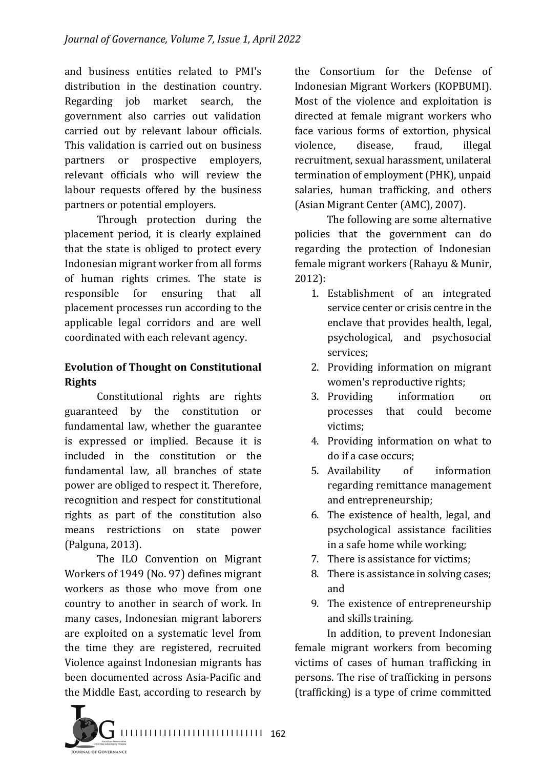and business entities related to PMI's distribution in the destination country. Regarding job market search, the government also carries out validation carried out by relevant labour officials. This validation is carried out on business partners or prospective employers, relevant officials who will review the labour requests offered by the business partners or potential employers.

Through protection during the placement period, it is clearly explained that the state is obliged to protect every Indonesian migrant worker from all forms of human rights crimes. The state is responsible for ensuring that all placement processes run according to the applicable legal corridors and are well coordinated with each relevant agency.

**Evolution of Thought on Constitutional Rights**

Constitutional rights are rights guaranteed by the constitution or fundamental law, whether the guarantee is expressed or implied. Because it is included in the constitution or the fundamental law, all branches of state power are obliged to respect it. Therefore, recognition and respect for constitutional rights as part of the constitution also means restrictions on state power (Palguna, 2013).

The ILO Convention on Migrant Workers of 1949 (No. 97) defines migrant workers as those who move from one country to another in search of work. In many cases, Indonesian migrant laborers are exploited on a systematic level from the time they are registered, recruited Violence against Indonesian migrants has been documented across Asia-Pacific and the Middle East, according to research by the Consortium for the Defense of Indonesian Migrant Workers (KOPBUMI). Most of the violence and exploitation is directed at female migrant workers who face various forms of extortion, physical violence, disease, fraud, illegal recruitment, sexual harassment, unilateral termination of employment (PHK), unpaid salaries, human trafficking, and others (Asian Migrant Center (AMC), 2007).

The following are some alternative policies that the government can do regarding the protection of Indonesian female migrant workers (Rahayu & Munir, 2012):

1. Establishment of an integrated service center or crisis centre in the enclave that provides health, legal, psychological, and psychosocial services;
2. Providing information on migrant women's reproductive rights;
3. Providing information on processes that could become victims;
4. Providing information on what to do if a case occurs;
5. Availability of information regarding remittance management and entrepreneurship;
6. The existence of health, legal, and psychological assistance facilities in a safe home while working;
7. There is assistance for victims;
8. There is assistance in solving cases; and
9. The existence of entrepreneurship and skills training.

In addition, to prevent Indonesian female migrant workers from becoming victims of cases of human trafficking in persons. The rise of trafficking in persons (trafficking) is a type of crime committed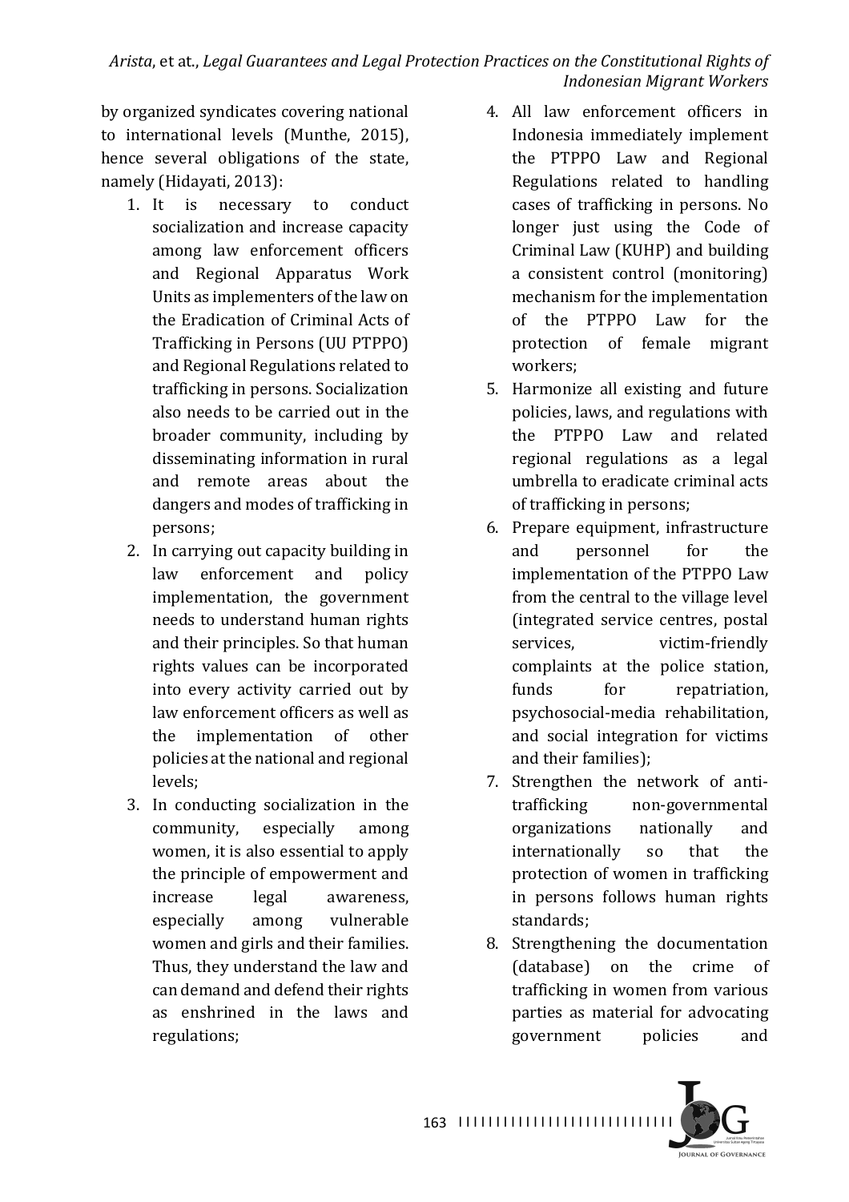by organized syndicates covering national to international levels (Munthe, 2015), hence several obligations of the state, namely (Hidayati, 2013):

1. It is necessary to conduct socialization and increase capacity among law enforcement officers and Regional Apparatus Work Units as implementers of the law on the Eradication of Criminal Acts of Trafficking in Persons (UU PTPPO) and Regional Regulations related to trafficking in persons. Socialization also needs to be carried out in the broader community, including by disseminating information in rural and remote areas about the dangers and modes of trafficking in persons;
2. In carrying out capacity building in law enforcement and policy implementation, the government needs to understand human rights and their principles. So that human rights values can be incorporated into every activity carried out by law enforcement officers as well as the implementation of other policies at the national and regional levels;
3. In conducting socialization in the community, especially among women, it is also essential to apply the principle of empowerment and increase legal awareness, especially among vulnerable women and girls and their families. Thus, they understand the law and can demand and defend their rights as enshrined in the laws and regulations;
4. All law enforcement officers in Indonesia immediately implement the PTPPO Law and Regional Regulations related to handling cases of trafficking in persons. No longer just using the Code of Criminal Law (KUHP) and building a consistent control (monitoring) mechanism for the implementation of the PTPPO Law for the protection of female migrant workers;
5. Harmonize all existing and future policies, laws, and regulations with the PTPPO Law and related regional regulations as a legal umbrella to eradicate criminal acts of trafficking in persons;
6. Prepare equipment, infrastructure and personnel for the implementation of the PTPPO Law from the central to the village level (integrated service centres, postal services, victim-friendly complaints at the police station, funds for repatriation, psychosocial-media rehabilitation, and social integration for victims and their families);
7. Strengthen the network of anti-trafficking non-governmental organizations nationally and internationally so that the protection of women in trafficking in persons follows human rights standards;
8. Strengthening the documentation (database) on the crime of trafficking in women from various parties as material for advocating government policies and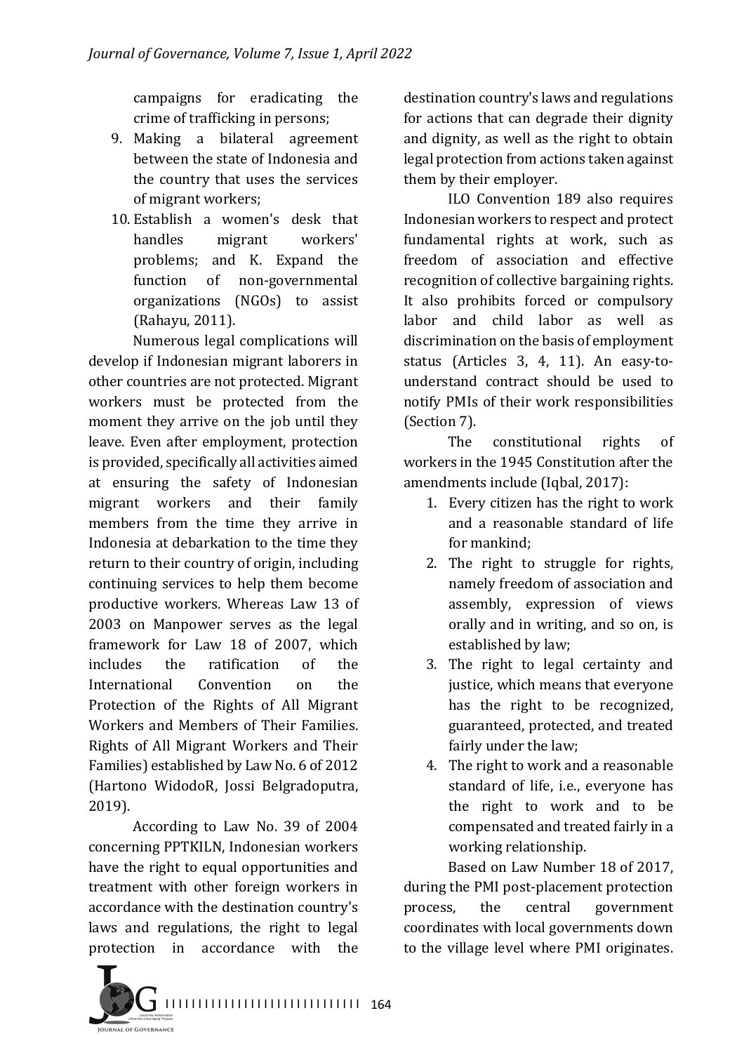campaigns for eradicating the crime of trafficking in persons;

9. Making a bilateral agreement between the state of Indonesia and the country that uses the services of migrant workers;
10. Establish a women's desk that handles migrant workers' problems; and K. Expand the function of non-governmental organizations (NGOs) to assist (Rahayu, 2011).

Numerous legal complications will develop if Indonesian migrant laborers in other countries are not protected. Migrant workers must be protected from the moment they arrive on the job until they leave. Even after employment, protection is provided, specifically all activities aimed at ensuring the safety of Indonesian migrant workers and their family members from the time they arrive in Indonesia at debarkation to the time they return to their country of origin, including continuing services to help them become productive workers. Whereas Law 13 of 2003 on Manpower serves as the legal framework for Law 18 of 2007, which includes the ratification of the International Convention on the Protection of the Rights of All Migrant Workers and Members of Their Families. Rights of All Migrant Workers and Their Families) established by Law No. 6 of 2012 (Hartono WidodoR, Jossi Belgradoputra, 2019).

According to Law No. 39 of 2004 concerning PPTKILN, Indonesian workers have the right to equal opportunities and treatment with other foreign workers in accordance with the destination country's laws and regulations, the right to legal protection in accordance with the destination country's laws and regulations for actions that can degrade their dignity and dignity, as well as the right to obtain legal protection from actions taken against them by their employer.

ILO Convention 189 also requires Indonesian workers to respect and protect fundamental rights at work, such as freedom of association and effective recognition of collective bargaining rights. It also prohibits forced or compulsory labor and child labor as well as discrimination on the basis of employment status (Articles 3, 4, 11). An easy-to-understand contract should be used to notify PMIs of their work responsibilities (Section 7).

The constitutional rights of workers in the 1945 Constitution after the amendments include (Iqbal, 2017):

1. Every citizen has the right to work and a reasonable standard of life for mankind;
2. The right to struggle for rights, namely freedom of association and assembly, expression of views orally and in writing, and so on, is established by law;
3. The right to legal certainty and justice, which means that everyone has the right to be recognized, guaranteed, protected, and treated fairly under the law;
4. The right to work and a reasonable standard of life, i.e., everyone has the right to work and to be compensated and treated fairly in a working relationship.

Based on Law Number 18 of 2017, during the PMI post-placement protection process, the central government coordinates with local governments down to the village level where PMI originates.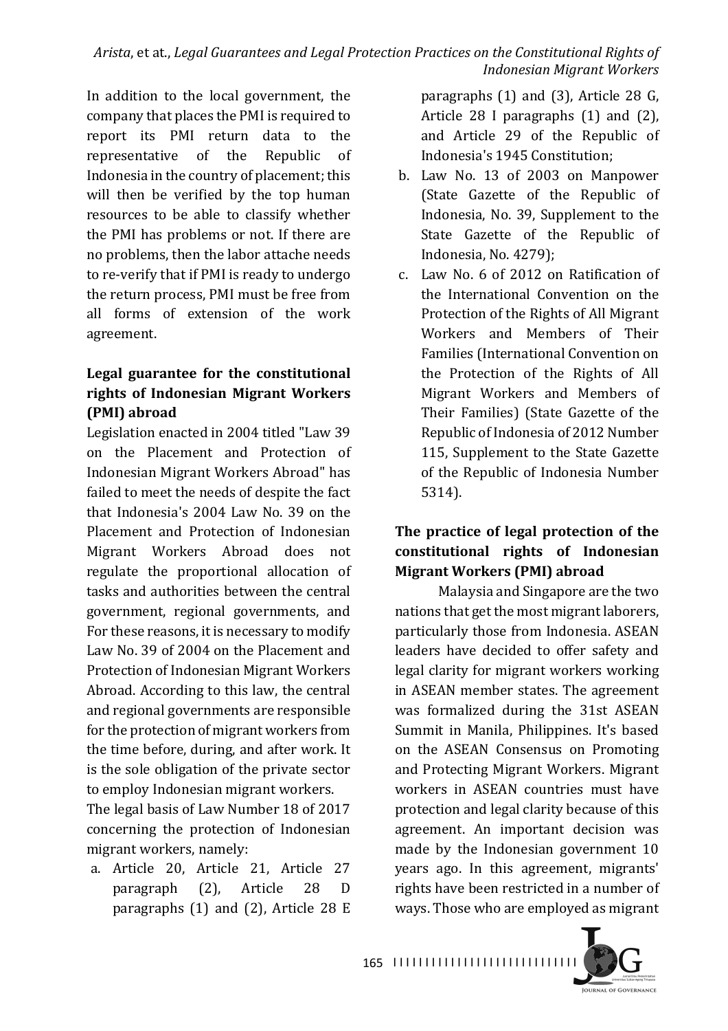In addition to the local government, the company that places the PMI is required to report its PMI return data to the representative of the Republic of Indonesia in the country of placement; this will then be verified by the top human resources to be able to classify whether the PMI has problems or not. If there are no problems, then the labor attache needs to re-verify that if PMI is ready to undergo the return process, PMI must be free from all forms of extension of the work agreement.

**Legal guarantee for the constitutional rights of Indonesian Migrant Workers (PMI) abroad**

Legislation enacted in 2004 titled "Law 39 on the Placement and Protection of Indonesian Migrant Workers Abroad" has failed to meet the needs of despite the fact that Indonesia's 2004 Law No. 39 on the Placement and Protection of Indonesian Migrant Workers Abroad does not regulate the proportional allocation of tasks and authorities between the central government, regional governments, and For these reasons, it is necessary to modify Law No. 39 of 2004 on the Placement and Protection of Indonesian Migrant Workers Abroad. According to this law, the central and regional governments are responsible for the protection of migrant workers from the time before, during, and after work. It is the sole obligation of the private sector to employ Indonesian migrant workers.

The legal basis of Law Number 18 of 2017 concerning the protection of Indonesian migrant workers, namely:

a. Article 20, Article 21, Article 27 paragraph (2), Article 28 D paragraphs (1) and (2), Article 28 E paragraphs (1) and (3), Article 28 G, Article 28 I paragraphs (1) and (2), and Article 29 of the Republic of Indonesia's 1945 Constitution;
b. Law No. 13 of 2003 on Manpower (State Gazette of the Republic of Indonesia, No. 39, Supplement to the State Gazette of the Republic of Indonesia, No. 4279);
c. Law No. 6 of 2012 on Ratification of the International Convention on the Protection of the Rights of All Migrant Workers and Members of Their Families (International Convention on the Protection of the Rights of All Migrant Workers and Members of Their Families) (State Gazette of the Republic of Indonesia of 2012 Number 115, Supplement to the State Gazette of the Republic of Indonesia Number 5314).

**The practice of legal protection of the constitutional rights of Indonesian Migrant Workers (PMI) abroad**

Malaysia and Singapore are the two nations that get the most migrant laborers, particularly those from Indonesia. ASEAN leaders have decided to offer safety and legal clarity for migrant workers working in ASEAN member states. The agreement was formalized during the 31st ASEAN Summit in Manila, Philippines. It's based on the ASEAN Consensus on Promoting and Protecting Migrant Workers. Migrant workers in ASEAN countries must have protection and legal clarity because of this agreement. An important decision was made by the Indonesian government 10 years ago. In this agreement, migrants' rights have been restricted in a number of ways. Those who are employed as migrant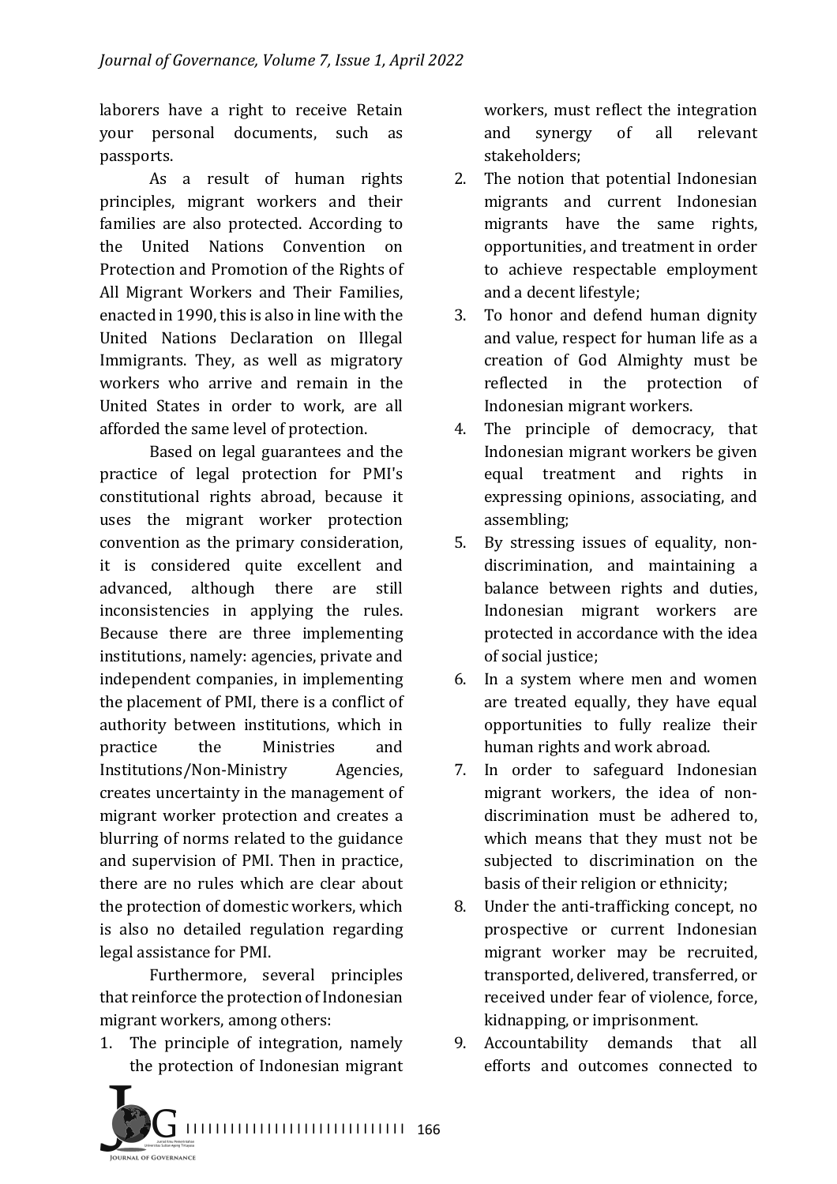laborers have a right to receive Retain your personal documents, such as passports.

As a result of human rights principles, migrant workers and their families are also protected. According to the United Nations Convention on Protection and Promotion of the Rights of All Migrant Workers and Their Families, enacted in 1990, this is also in line with the United Nations Declaration on Illegal Immigrants. They, as well as migratory workers who arrive and remain in the United States in order to work, are all afforded the same level of protection.

Based on legal guarantees and the practice of legal protection for PMI's constitutional rights abroad, because it uses the migrant worker protection convention as the primary consideration, it is considered quite excellent and advanced, although there are still inconsistencies in applying the rules. Because there are three implementing institutions, namely: agencies, private and independent companies, in implementing the placement of PMI, there is a conflict of authority between institutions, which in practice the Ministries and Institutions/Non-Ministry Agencies, creates uncertainty in the management of migrant worker protection and creates a blurring of norms related to the guidance and supervision of PMI. Then in practice, there are no rules which are clear about the protection of domestic workers, which is also no detailed regulation regarding legal assistance for PMI.

Furthermore, several principles that reinforce the protection of Indonesian migrant workers, among others:

1. The principle of integration, namely the protection of Indonesian migrant workers, must reflect the integration and synergy of all relevant stakeholders;
2. The notion that potential Indonesian migrants and current Indonesian migrants have the same rights, opportunities, and treatment in order to achieve respectable employment and a decent lifestyle;
3. To honor and defend human dignity and value, respect for human life as a creation of God Almighty must be reflected in the protection of Indonesian migrant workers.
4. The principle of democracy, that Indonesian migrant workers be given equal treatment and rights in expressing opinions, associating, and assembling;
5. By stressing issues of equality, non-discrimination, and maintaining a balance between rights and duties, Indonesian migrant workers are protected in accordance with the idea of social justice;
6. In a system where men and women are treated equally, they have equal opportunities to fully realize their human rights and work abroad.
7. In order to safeguard Indonesian migrant workers, the idea of non-discrimination must be adhered to, which means that they must not be subjected to discrimination on the basis of their religion or ethnicity;
8. Under the anti-trafficking concept, no prospective or current Indonesian migrant worker may be recruited, transported, delivered, transferred, or received under fear of violence, force, kidnapping, or imprisonment.
9. Accountability demands that all efforts and outcomes connected to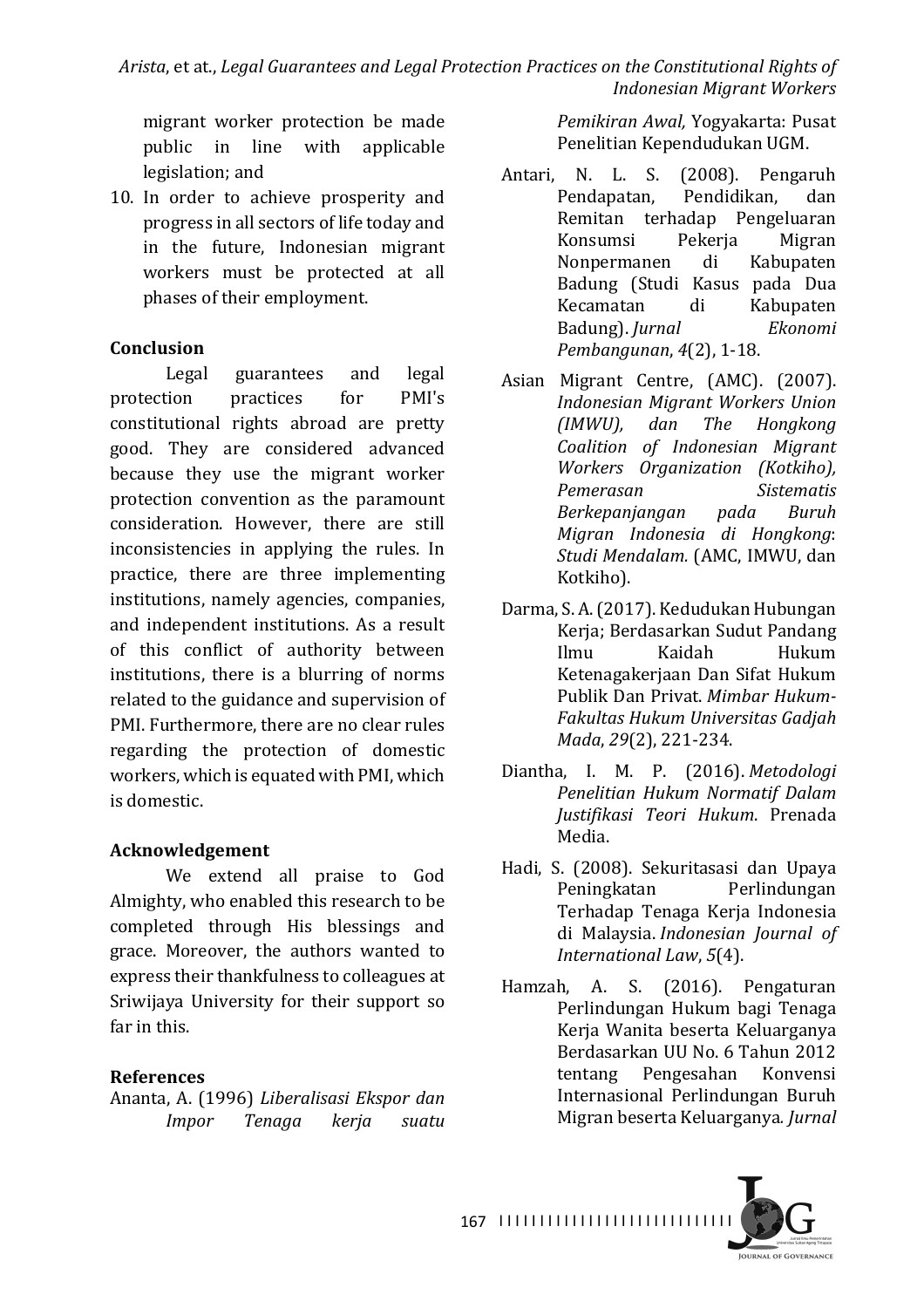migrant worker protection be made public in line with applicable legislation; and

10. In order to achieve prosperity and progress in all sectors of life today and in the future, Indonesian migrant workers must be protected at all phases of their employment.

## Conclusion

Legal guarantees and legal protection practices for PMI's constitutional rights abroad are pretty good. They are considered advanced because they use the migrant worker protection convention as the paramount consideration. However, there are still inconsistencies in applying the rules. In practice, there are three implementing institutions, namely agencies, companies, and independent institutions. As a result of this conflict of authority between institutions, there is a blurring of norms related to the guidance and supervision of PMI. Furthermore, there are no clear rules regarding the protection of domestic workers, which is equated with PMI, which is domestic.

## Acknowledgement

We extend all praise to God Almighty, who enabled this research to be completed through His blessings and grace. Moreover, the authors wanted to express their thankfulness to colleagues at Sriwijaya University for their support so far in this.

## References

Ananta, A. (1996) *Liberalisasi Ekspor dan Impor Tenaga kerja suatu Pemikiran Awal,* Yogyakarta: Pusat Penelitian Kependudukan UGM.

Antari, N. L. S. (2008). Pengaruh Pendapatan, Pendidikan, dan Remitan terhadap Pengeluaran Konsumsi Pekerja Migran Nonpermanen di Kabupaten Badung (Studi Kasus pada Dua Kecamatan di Kabupaten Badung). *Jurnal Ekonomi Pembangunan*, *4*(2), 1-18.

Asian Migrant Centre, (AMC). (2007). *Indonesian Migrant Workers Union (IMWU), dan The Hongkong Coalition of Indonesian Migrant Workers Organization (Kotkiho), Pemerasan Sistematis Berkepanjangan pada Buruh Migran Indonesia di Hongkong*: *Studi Mendalam.* (AMC, IMWU, dan Kotkiho).

Darma, S. A. (2017). Kedudukan Hubungan Kerja; Berdasarkan Sudut Pandang Ilmu Kaidah Hukum Ketenagakerjaan Dan Sifat Hukum Publik Dan Privat. *Mimbar Hukum-Fakultas Hukum Universitas Gadjah Mada*, *29*(2), 221-234.

Diantha, I. M. P. (2016). *Metodologi Penelitian Hukum Normatif Dalam Justifikasi Teori Hukum*. Prenada Media.

Hadi, S. (2008). Sekuritasasi dan Upaya Peningkatan Perlindungan Terhadap Tenaga Kerja Indonesia di Malaysia. *Indonesian Journal of International Law*, *5*(4).

Hamzah, A. S. (2016). Pengaturan Perlindungan Hukum bagi Tenaga Kerja Wanita beserta Keluarganya Berdasarkan UU No. 6 Tahun 2012 tentang Pengesahan Konvensi Internasional Perlindungan Buruh Migran beserta Keluarganya. *Jurnal*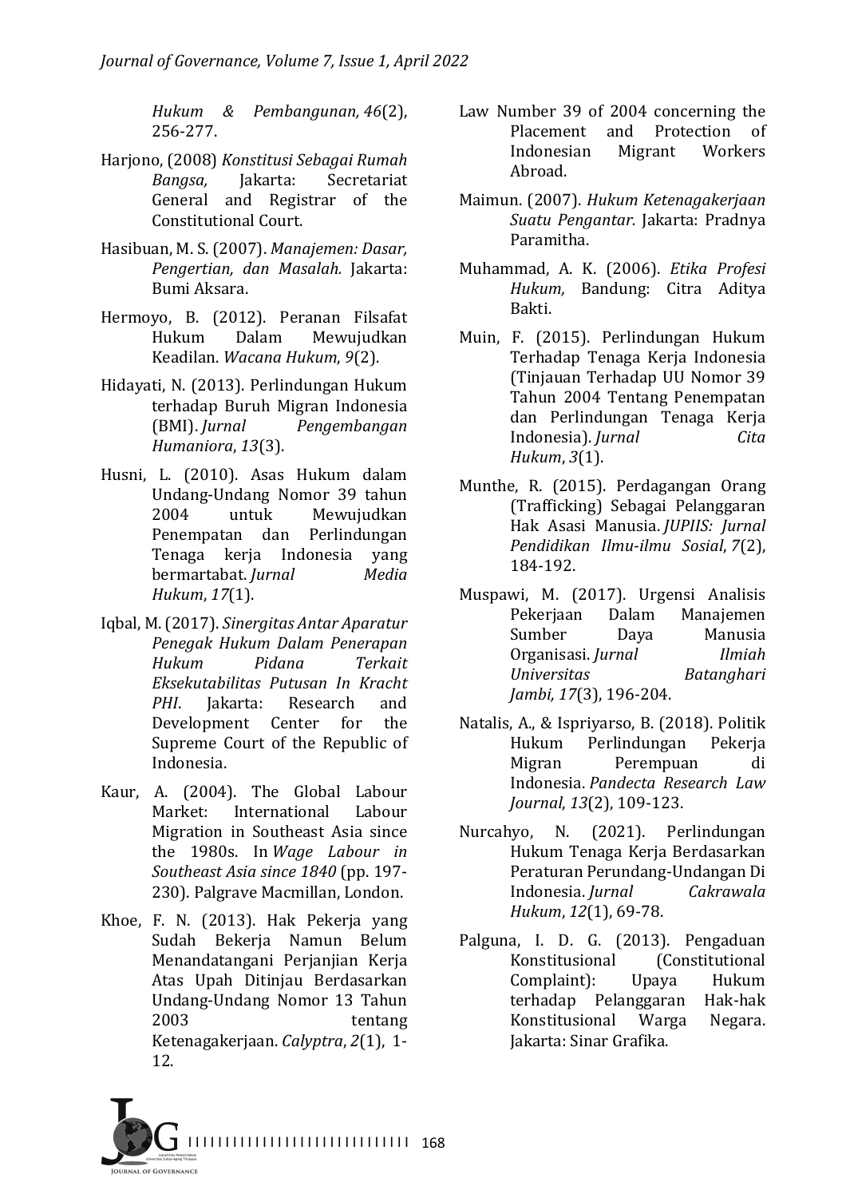*Hukum & Pembangunan, 46*(2), 256-277.

Harjono, (2008) *Konstitusi Sebagai Rumah Bangsa,* Jakarta: Secretariat General and Registrar of the Constitutional Court.

Hasibuan, M. S. (2007). *Manajemen: Dasar, Pengertian, dan Masalah.* Jakarta: Bumi Aksara.

Hermoyo, B. (2012). Peranan Filsafat Hukum Dalam Mewujudkan Keadilan. *Wacana Hukum*, *9*(2).

Hidayati, N. (2013). Perlindungan Hukum terhadap Buruh Migran Indonesia (BMI). *Jurnal Pengembangan Humaniora*, *13*(3).

Husni, L. (2010). Asas Hukum dalam Undang-Undang Nomor 39 tahun 2004 untuk Mewujudkan Penempatan dan Perlindungan Tenaga kerja Indonesia yang bermartabat. *Jurnal Media Hukum*, *17*(1).

Iqbal, M. (2017). *Sinergitas Antar Aparatur Penegak Hukum Dalam Penerapan Hukum Pidana Terkait Eksekutabilitas Putusan In Kracht PHI*. Jakarta: Research and Development Center for the Supreme Court of the Republic of Indonesia.

Kaur, A. (2004). The Global Labour Market: International Labour Migration in Southeast Asia since the 1980s. In *Wage Labour in Southeast Asia since 1840* (pp. 197-230). Palgrave Macmillan, London.

Khoe, F. N. (2013). Hak Pekerja yang Sudah Bekerja Namun Belum Menandatangani Perjanjian Kerja Atas Upah Ditinjau Berdasarkan Undang-Undang Nomor 13 Tahun 2003 tentang Ketenagakerjaan. *Calyptra*, *2*(1), 1-12.

Law Number 39 of 2004 concerning the Placement and Protection of Indonesian Migrant Workers Abroad.

Maimun. (2007). *Hukum Ketenagakerjaan Suatu Pengantar.* Jakarta: Pradnya Paramitha.

Muhammad, A. K. (2006). *Etika Profesi Hukum,* Bandung: Citra Aditya Bakti.

Muin, F. (2015). Perlindungan Hukum Terhadap Tenaga Kerja Indonesia (Tinjauan Terhadap UU Nomor 39 Tahun 2004 Tentang Penempatan dan Perlindungan Tenaga Kerja Indonesia). *Jurnal Cita Hukum*, *3*(1).

Munthe, R. (2015). Perdagangan Orang (Trafficking) Sebagai Pelanggaran Hak Asasi Manusia. *JUPIIS: Jurnal Pendidikan Ilmu-ilmu Sosial*, *7*(2), 184-192.

Muspawi, M. (2017). Urgensi Analisis Pekerjaan Dalam Manajemen Sumber Daya Manusia Organisasi. *Jurnal Ilmiah Universitas Batanghari Jambi, 17*(3), 196-204.

Natalis, A., & Ispriyarso, B. (2018). Politik Hukum Perlindungan Pekerja Migran Perempuan di Indonesia. *Pandecta Research Law Journal*, *13*(2), 109-123.

Nurcahyo, N. (2021). Perlindungan Hukum Tenaga Kerja Berdasarkan Peraturan Perundang-Undangan Di Indonesia. *Jurnal Cakrawala Hukum*, *12*(1), 69-78.

Palguna, I. D. G. (2013). Pengaduan Konstitusional (Constitutional Complaint): Upaya Hukum terhadap Pelanggaran Hak-hak Konstitusional Warga Negara. Jakarta: Sinar Grafika.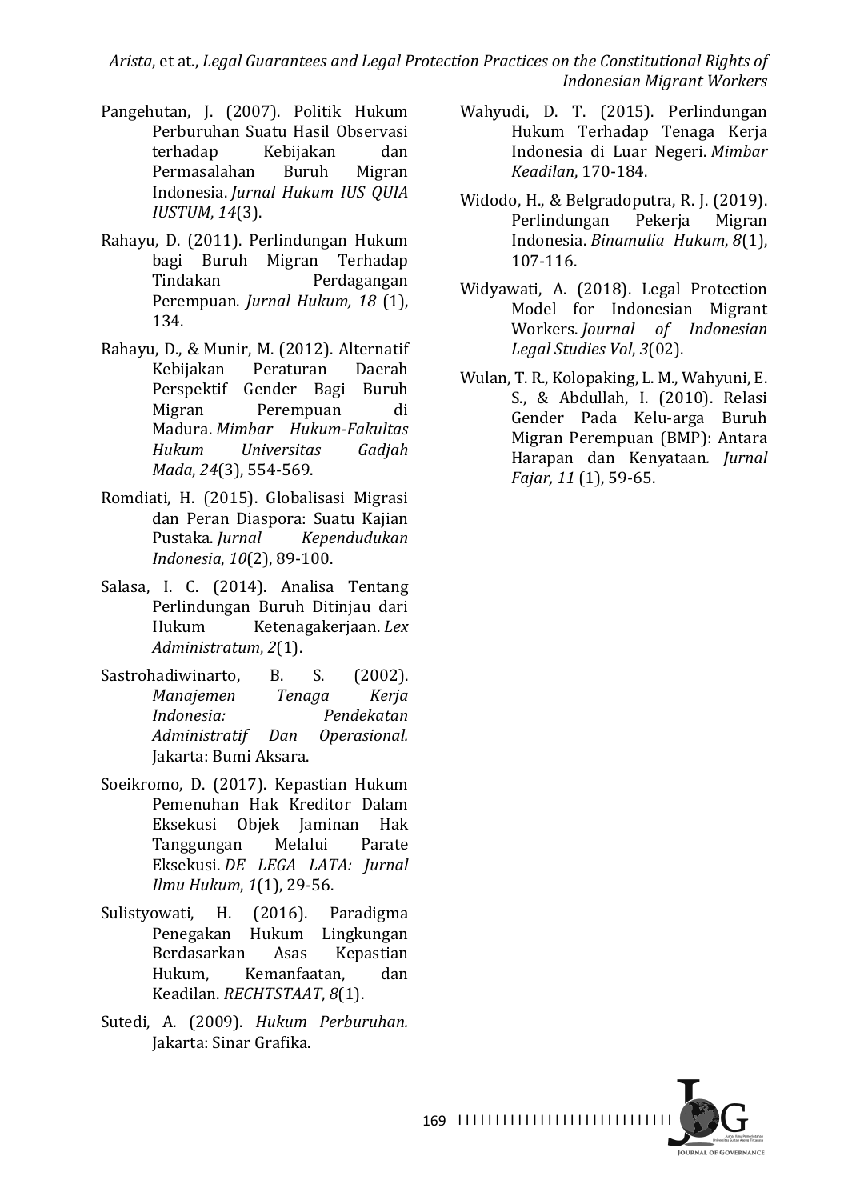Pangehutan, J. (2007). Politik Hukum Perburuhan Suatu Hasil Observasi terhadap Kebijakan dan Permasalahan Buruh Migran Indonesia. *Jurnal Hukum IUS QUIA IUSTUM*, *14*(3).

Rahayu, D. (2011). Perlindungan Hukum bagi Buruh Migran Terhadap Tindakan Perdagangan Perempuan. *Jurnal Hukum, 18* (1), 134.

Rahayu, D., & Munir, M. (2012). Alternatif Kebijakan Peraturan Daerah Perspektif Gender Bagi Buruh Migran Perempuan di Madura. *Mimbar Hukum-Fakultas Hukum Universitas Gadjah Mada*, *24*(3), 554-569.

Romdiati, H. (2015). Globalisasi Migrasi dan Peran Diaspora: Suatu Kajian Pustaka. *Jurnal Kependudukan Indonesia*, *10*(2), 89-100.

Salasa, I. C. (2014). Analisa Tentang Perlindungan Buruh Ditinjau dari Hukum Ketenagakerjaan. *Lex Administratum*, *2*(1).

Sastrohadiwinarto, B. S. (2002). *Manajemen Tenaga Kerja Indonesia: Pendekatan Administratif Dan Operasional.* Jakarta: Bumi Aksara.

Soeikromo, D. (2017). Kepastian Hukum Pemenuhan Hak Kreditor Dalam Eksekusi Objek Jaminan Hak Tanggungan Melalui Parate Eksekusi. *DE LEGA LATA: Jurnal Ilmu Hukum*, *1*(1), 29-56.

Sulistyowati, H. (2016). Paradigma Penegakan Hukum Lingkungan Berdasarkan Asas Kepastian Hukum, Kemanfaatan, dan Keadilan. *RECHTSTAAT*, *8*(1).

Sutedi, A. (2009). *Hukum Perburuhan.* Jakarta: Sinar Grafika.

Wahyudi, D. T. (2015). Perlindungan Hukum Terhadap Tenaga Kerja Indonesia di Luar Negeri. *Mimbar Keadilan*, 170-184.

Widodo, H., & Belgradoputra, R. J. (2019). Perlindungan Pekerja Migran Indonesia. *Binamulia Hukum*, *8*(1), 107-116.

Widyawati, A. (2018). Legal Protection Model for Indonesian Migrant Workers. *Journal of Indonesian Legal Studies Vol*, *3*(02).

Wulan, T. R., Kolopaking, L. M., Wahyuni, E. S., & Abdullah, I. (2010). Relasi Gender Pada Kelu-arga Buruh Migran Perempuan (BMP): Antara Harapan dan Kenyataan*. Jurnal Fajar, 11* (1), 59-65.